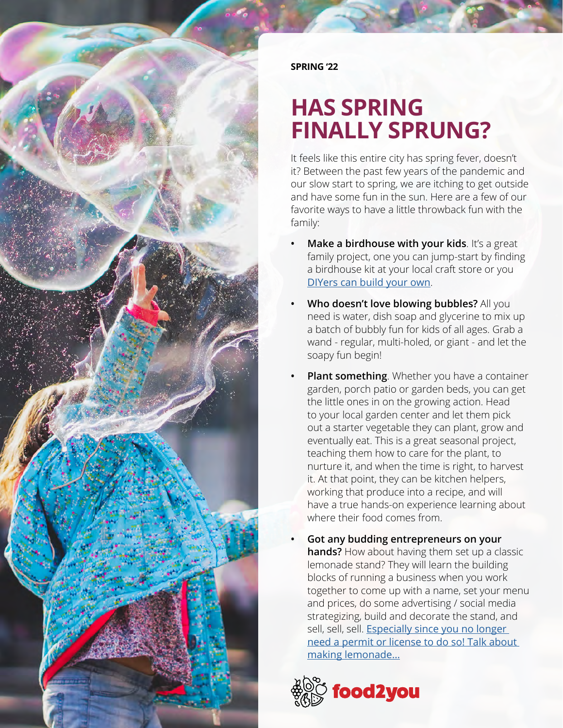**SPRING '22**

# HAS SPRING FINALLY SPRUNG?

It feels like this entire city has spring fever, doesn't it? Between the past few years of the pandemic and our slow start to spring, we are itching to get outside and have some fun in the sun. Here are a few of our favorite ways to have a little throwback fun with the family:

- **Make a birdhouse with your kids**. It's a great family project, one you can jump-start by finding a birdhouse kit at your local craft store or you DIYers can build your own.
- **Who doesn't love blowing bubbles?** All you need is water, dish soap and glycerine to mix up a batch of bubbly fun for kids of all ages. Grab a wand - regular, multi-holed, or giant - and let the soapy fun begin!
- **Plant something**. Whether you have a container garden, porch patio or garden beds, you can get the little ones in on the growing action. Head to your local garden center and let them pick out a starter vegetable they can plant, grow and eventually eat. This is a great seasonal project, teaching them how to care for the plant, to nurture it, and when the time is right, to harvest it. At that point, they can be kitchen helpers, working that produce into a recipe, and will have a true hands-on experience learning about where their food comes from.
- **Got any budding entrepreneurs on your hands?** How about having them set up a classic lemonade stand? They will learn the building blocks of running a business when you work together to come up with a name, set your menu and prices, do some advertising / social media strategizing, build and decorate the stand, and sell, sell, sell. Especially since you no longer need a permit or license to do so! Talk about making lemonade...

food2you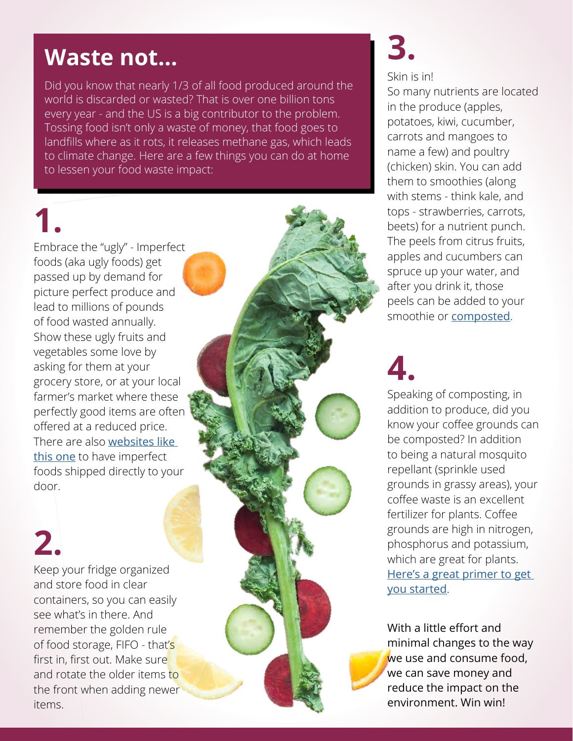# Waste not...

Did you know that nearly 1/3 of all food produced around the world is discarded or wasted? That is over one billion tons every year - and the US is a big contributor to the problem. Tossing food isn't only a waste of money, that food goes to landfills where as it rots, it releases methane gas, which leads to climate change. Here are a few things you can do at home to lessen your food waste impact:

## 1.

Embrace the "ugly" - Imperfect foods (aka ugly foods) get passed up by demand for picture perfect produce and lead to millions of pounds of food wasted annually. Show these ugly fruits and vegetables some love by asking for them at your grocery store, or at your local farmer's market where these perfectly good items are often offered at a reduced price. There are also websites like this one to have imperfect foods shipped directly to your door.

## 2.

Keep your fridge organized and store food in clear containers, so you can easily see what's in there. And remember the golden rule of food storage, FIFO - that's first in, first out. Make sure and rotate the older items to the front when adding newer items.

## 3.

Skin is in!
So many nutrients are located in the produce (apples, potatoes, kiwi, cucumber, carrots and mangoes to name a few) and poultry (chicken) skin. You can add them to smoothies (along with stems - think kale, and tops - strawberries, carrots, beets) for a nutrient punch. The peels from citrus fruits, apples and cucumbers can spruce up your water, and after you drink it, those peels can be added to your smoothie or composted.

## 4.

Speaking of composting, in addition to produce, did you know your coffee grounds can be composted? In addition to being a natural mosquito repellant (sprinkle used grounds in grassy areas), your coffee waste is an excellent fertilizer for plants. Coffee grounds are high in nitrogen, phosphorus and potassium, which are great for plants. Here's a great primer to get you started.

With a little effort and minimal changes to the way we use and consume food, we can save money and reduce the impact on the environment. Win win!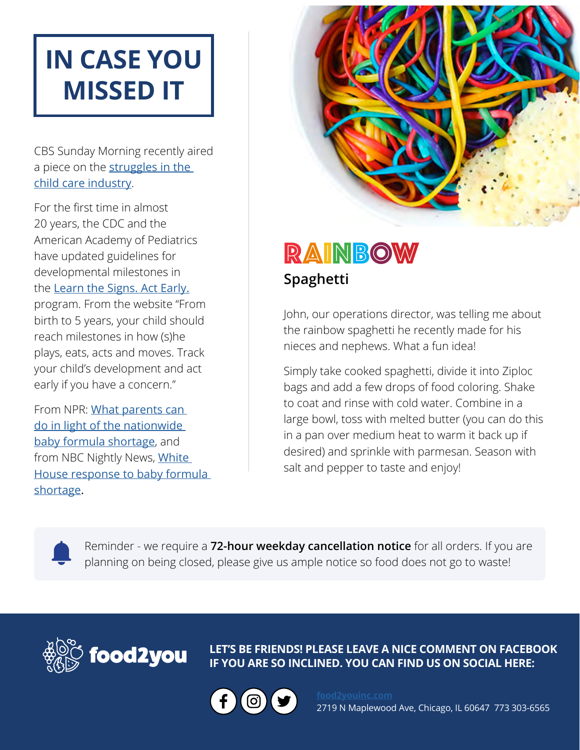# IN CASE YOU MISSED IT

CBS Sunday Morning recently aired a piece on the struggles in the child care industry.

For the first time in almost 20 years, the CDC and the American Academy of Pediatrics have updated guidelines for developmental milestones in the Learn the Signs. Act Early. program. From the website "From birth to 5 years, your child should reach milestones in how (s)he plays, eats, acts and moves. Track your child's development and act early if you have a concern."

From NPR: What parents can do in light of the nationwide baby formula shortage, and from NBC Nightly News, White House response to baby formula shortage.

## RAINBOW Spaghetti

John, our operations director, was telling me about the rainbow spaghetti he recently made for his nieces and nephews. What a fun idea!

Simply take cooked spaghetti, divide it into Ziploc bags and add a few drops of food coloring. Shake to coat and rinse with cold water. Combine in a large bowl, toss with melted butter (you can do this in a pan over medium heat to warm it back up if desired) and sprinkle with parmesan. Season with salt and pepper to taste and enjoy!

Reminder - we require a **72-hour weekday cancellation notice** for all orders. If you are planning on being closed, please give us ample notice so food does not go to waste!

food2you

**LET'S BE FRIENDS! PLEASE LEAVE A NICE COMMENT ON FACEBOOK IF YOU ARE SO INCLINED. YOU CAN FIND US ON SOCIAL HERE:**

food2youinc.com
2719 N Maplewood Ave, Chicago, IL 60647 773 303-6565